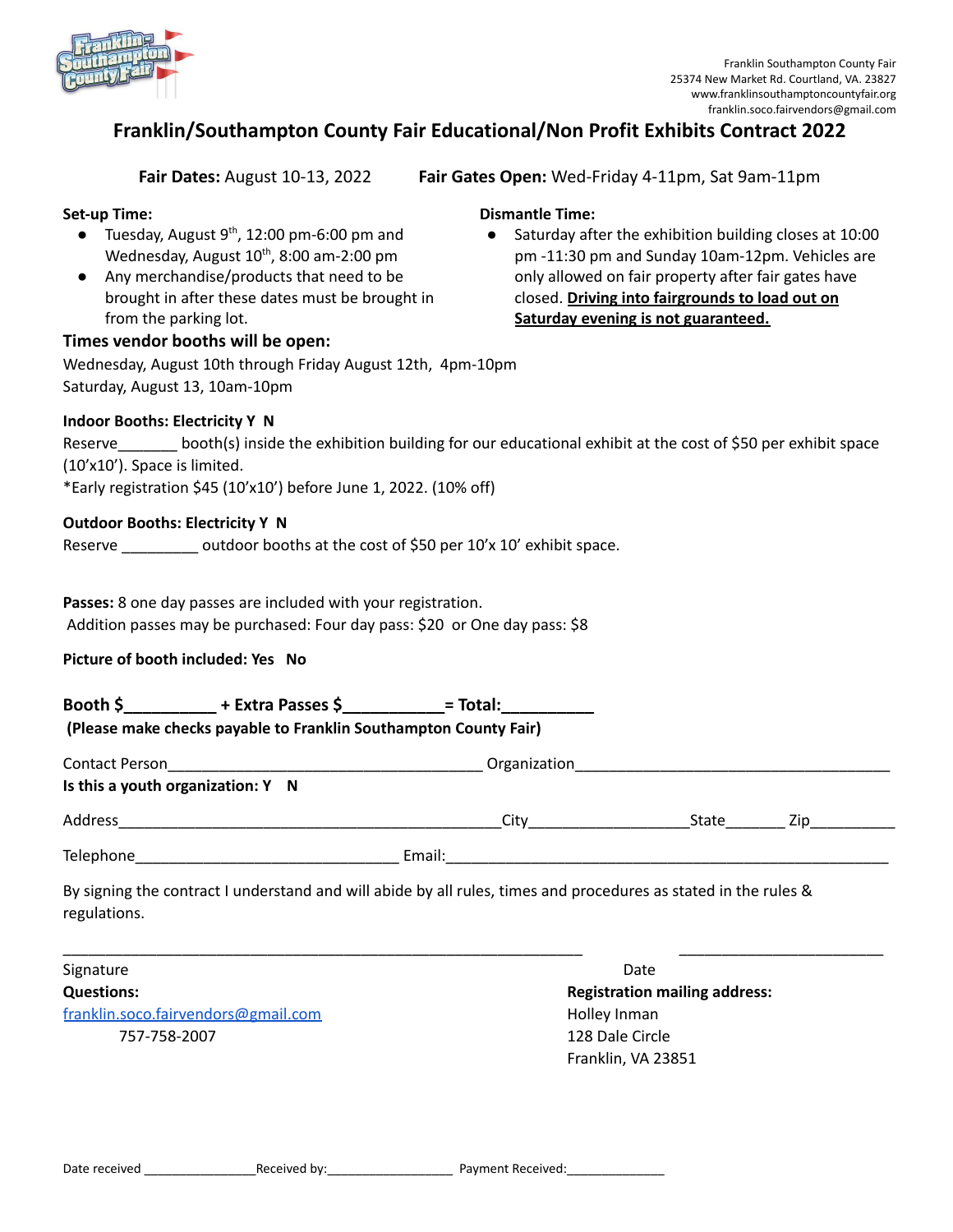Franklin Southampton County Fair
25374 New Market Rd. Courtland, VA. 23827
www.franklinsouthamptoncountyfair.org
franklin.soco.fairvendors@gmail.com

# Franklin/Southampton County Fair Educational/Non Profit Exhibits Contract 2022

**Fair Dates:** August 10-13, 2022 **Fair Gates Open:** Wed-Friday 4-11pm, Sat 9am-11pm

**Set-up Time:**

- Tuesday, August 9th, 12:00 pm-6:00 pm and Wednesday, August 10th, 8:00 am-2:00 pm
- Any merchandise/products that need to be brought in after these dates must be brought in from the parking lot.

**Dismantle Time:**

- Saturday after the exhibition building closes at 10:00 pm -11:30 pm and Sunday 10am-12pm. Vehicles are only allowed on fair property after fair gates have closed. **Driving into fairgrounds to load out on Saturday evening is not guaranteed.**

**Times vendor booths will be open:**

Wednesday, August 10th through Friday August 12th, 4pm-10pm
Saturday, August 13, 10am-10pm

**Indoor Booths: Electricity Y N**

Reserve_______ booth(s) inside the exhibition building for our educational exhibit at the cost of $50 per exhibit space (10'x10'). Space is limited.
*Early registration $45 (10'x10') before June 1, 2022. (10% off)

**Outdoor Booths: Electricity Y N**

Reserve _________ outdoor booths at the cost of $50 per 10'x 10' exhibit space.

**Passes:** 8 one day passes are included with your registration.
Addition passes may be purchased: Four day pass: $20 or One day pass: $8

**Picture of booth included: Yes No**

**Booth $__________ + Extra Passes $___________= Total:__________**
**(Please make checks payable to Franklin Southampton County Fair)**

Contact Person______________________________________ Organization______________________________________
**Is this a youth organization: Y N**

Address_____________________________________________City___________________State_______ Zip__________

Telephone_______________________________ Email:_____________________________________________________

By signing the contract I understand and will abide by all rules, times and procedures as stated in the rules & regulations.

_______________________________________________________________ _________________________
Signature Date

**Questions:**
franklin.soco.fairvendors@gmail.com
757-758-2007

**Registration mailing address:**
Holley Inman
128 Dale Circle
Franklin, VA 23851

Date received _______________Received by:_________________ Payment Received:______________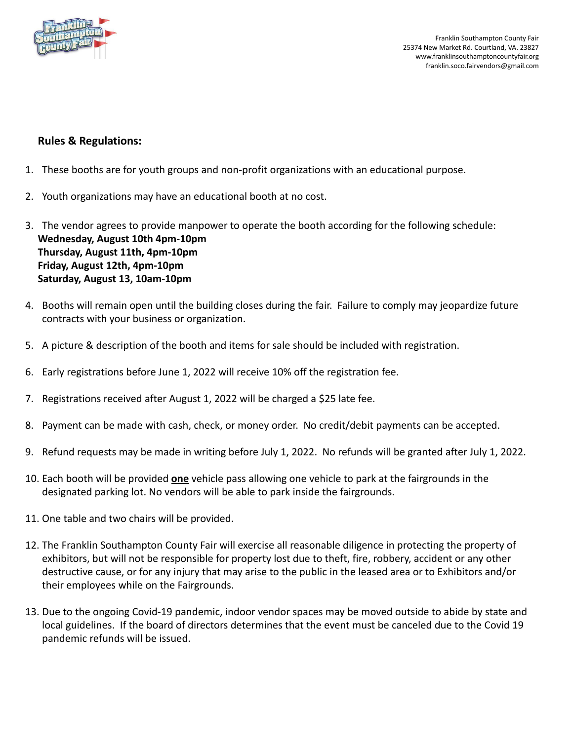Franklin Southampton County Fair
25374 New Market Rd. Courtland, VA. 23827
www.franklinsouthamptoncountyfair.org
franklin.soco.fairvendors@gmail.com

## Rules & Regulations:

1. These booths are for youth groups and non-profit organizations with an educational purpose.

2. Youth organizations may have an educational booth at no cost.

3. The vendor agrees to provide manpower to operate the booth according for the following schedule:
   **Wednesday, August 10th 4pm-10pm**
   **Thursday, August 11th, 4pm-10pm**
   **Friday, August 12th, 4pm-10pm**
   **Saturday, August 13, 10am-10pm**

4. Booths will remain open until the building closes during the fair. Failure to comply may jeopardize future contracts with your business or organization.

5. A picture & description of the booth and items for sale should be included with registration.

6. Early registrations before June 1, 2022 will receive 10% off the registration fee.

7. Registrations received after August 1, 2022 will be charged a $25 late fee.

8. Payment can be made with cash, check, or money order. No credit/debit payments can be accepted.

9. Refund requests may be made in writing before July 1, 2022. No refunds will be granted after July 1, 2022.

10. Each booth will be provided **one** vehicle pass allowing one vehicle to park at the fairgrounds in the designated parking lot. No vendors will be able to park inside the fairgrounds.

11. One table and two chairs will be provided.

12. The Franklin Southampton County Fair will exercise all reasonable diligence in protecting the property of exhibitors, but will not be responsible for property lost due to theft, fire, robbery, accident or any other destructive cause, or for any injury that may arise to the public in the leased area or to Exhibitors and/or their employees while on the Fairgrounds.

13. Due to the ongoing Covid-19 pandemic, indoor vendor spaces may be moved outside to abide by state and local guidelines. If the board of directors determines that the event must be canceled due to the Covid 19 pandemic refunds will be issued.